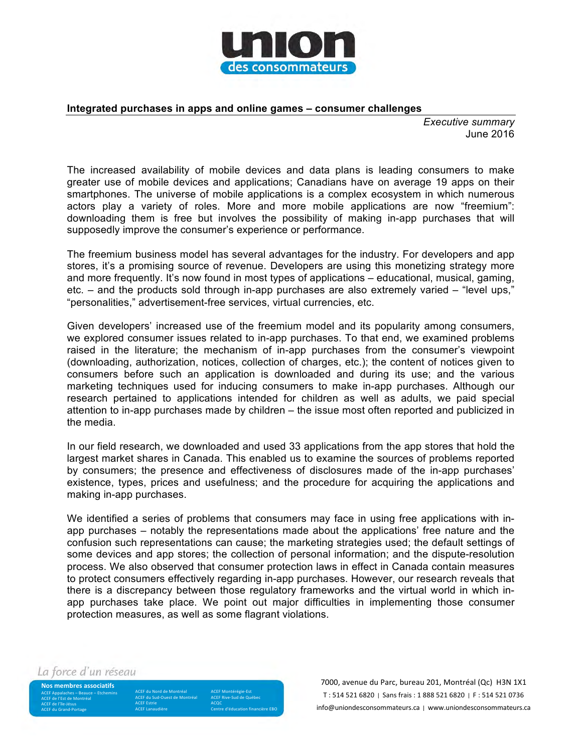**Integrated purchases in apps and online games – consumer challenges**

*Executive summary*
June 2016

The increased availability of mobile devices and data plans is leading consumers to make greater use of mobile devices and applications; Canadians have on average 19 apps on their smartphones. The universe of mobile applications is a complex ecosystem in which numerous actors play a variety of roles. More and more mobile applications are now "freemium": downloading them is free but involves the possibility of making in-app purchases that will supposedly improve the consumer's experience or performance.

The freemium business model has several advantages for the industry. For developers and app stores, it's a promising source of revenue. Developers are using this monetizing strategy more and more frequently. It's now found in most types of applications – educational, musical, gaming, etc. – and the products sold through in-app purchases are also extremely varied – "level ups," "personalities," advertisement-free services, virtual currencies, etc.

Given developers' increased use of the freemium model and its popularity among consumers, we explored consumer issues related to in-app purchases. To that end, we examined problems raised in the literature; the mechanism of in-app purchases from the consumer's viewpoint (downloading, authorization, notices, collection of charges, etc.); the content of notices given to consumers before such an application is downloaded and during its use; and the various marketing techniques used for inducing consumers to make in-app purchases. Although our research pertained to applications intended for children as well as adults, we paid special attention to in-app purchases made by children – the issue most often reported and publicized in the media.

In our field research, we downloaded and used 33 applications from the app stores that hold the largest market shares in Canada. This enabled us to examine the sources of problems reported by consumers; the presence and effectiveness of disclosures made of the in-app purchases' existence, types, prices and usefulness; and the procedure for acquiring the applications and making in-app purchases.

We identified a series of problems that consumers may face in using free applications with in-app purchases – notably the representations made about the applications' free nature and the confusion such representations can cause; the marketing strategies used; the default settings of some devices and app stores; the collection of personal information; and the dispute-resolution process. We also observed that consumer protection laws in effect in Canada contain measures to protect consumers effectively regarding in-app purchases. However, our research reveals that there is a discrepancy between those regulatory frameworks and the virtual world in which in-app purchases take place. We point out major difficulties in implementing those consumer protection measures, as well as some flagrant violations.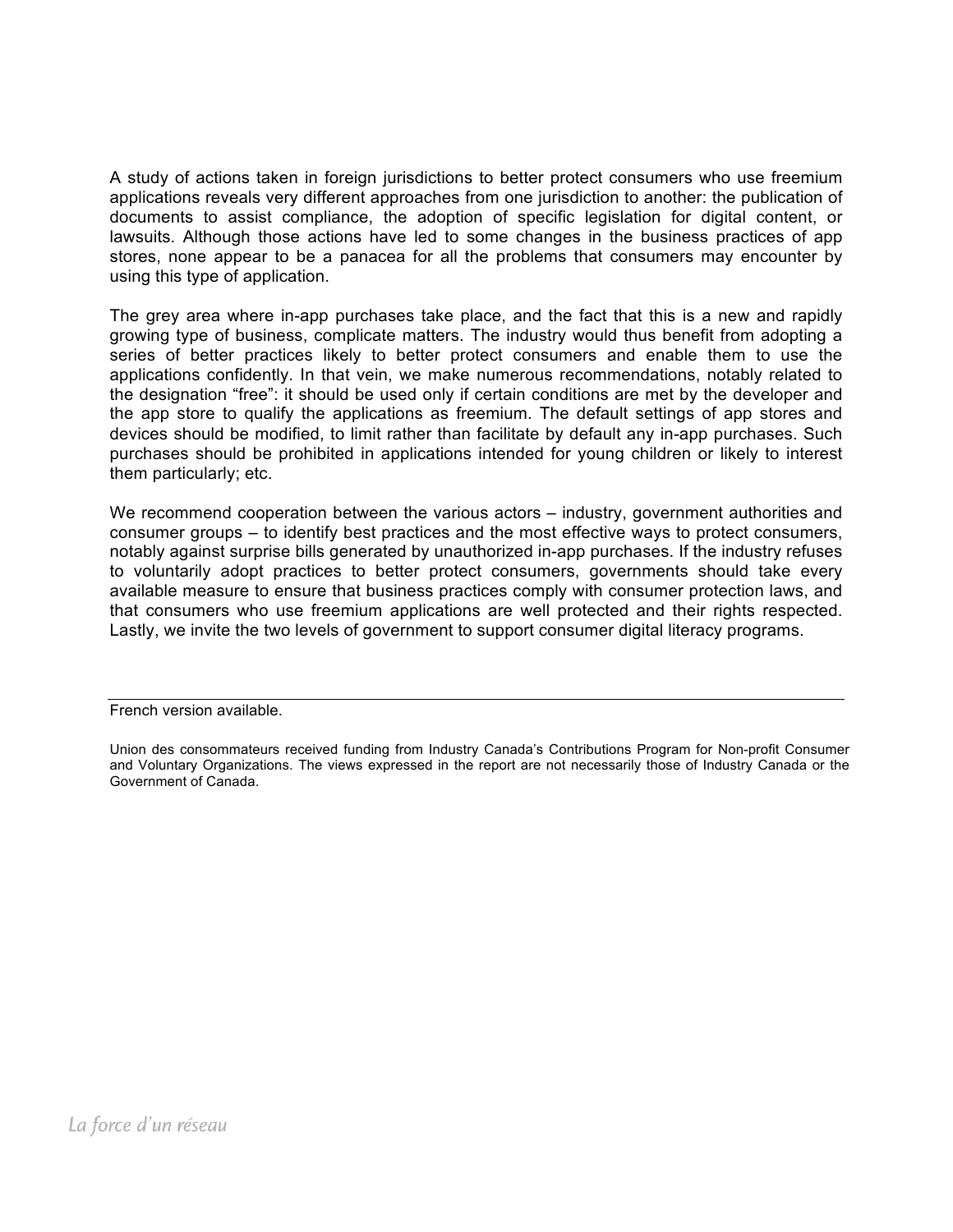A study of actions taken in foreign jurisdictions to better protect consumers who use freemium applications reveals very different approaches from one jurisdiction to another: the publication of documents to assist compliance, the adoption of specific legislation for digital content, or lawsuits. Although those actions have led to some changes in the business practices of app stores, none appear to be a panacea for all the problems that consumers may encounter by using this type of application.

The grey area where in-app purchases take place, and the fact that this is a new and rapidly growing type of business, complicate matters. The industry would thus benefit from adopting a series of better practices likely to better protect consumers and enable them to use the applications confidently. In that vein, we make numerous recommendations, notably related to the designation "free": it should be used only if certain conditions are met by the developer and the app store to qualify the applications as freemium. The default settings of app stores and devices should be modified, to limit rather than facilitate by default any in-app purchases. Such purchases should be prohibited in applications intended for young children or likely to interest them particularly; etc.

We recommend cooperation between the various actors – industry, government authorities and consumer groups – to identify best practices and the most effective ways to protect consumers, notably against surprise bills generated by unauthorized in-app purchases. If the industry refuses to voluntarily adopt practices to better protect consumers, governments should take every available measure to ensure that business practices comply with consumer protection laws, and that consumers who use freemium applications are well protected and their rights respected. Lastly, we invite the two levels of government to support consumer digital literacy programs.

---

French version available.

Union des consommateurs received funding from Industry Canada's Contributions Program for Non-profit Consumer and Voluntary Organizations. The views expressed in the report are not necessarily those of Industry Canada or the Government of Canada.

*La force d'un réseau*